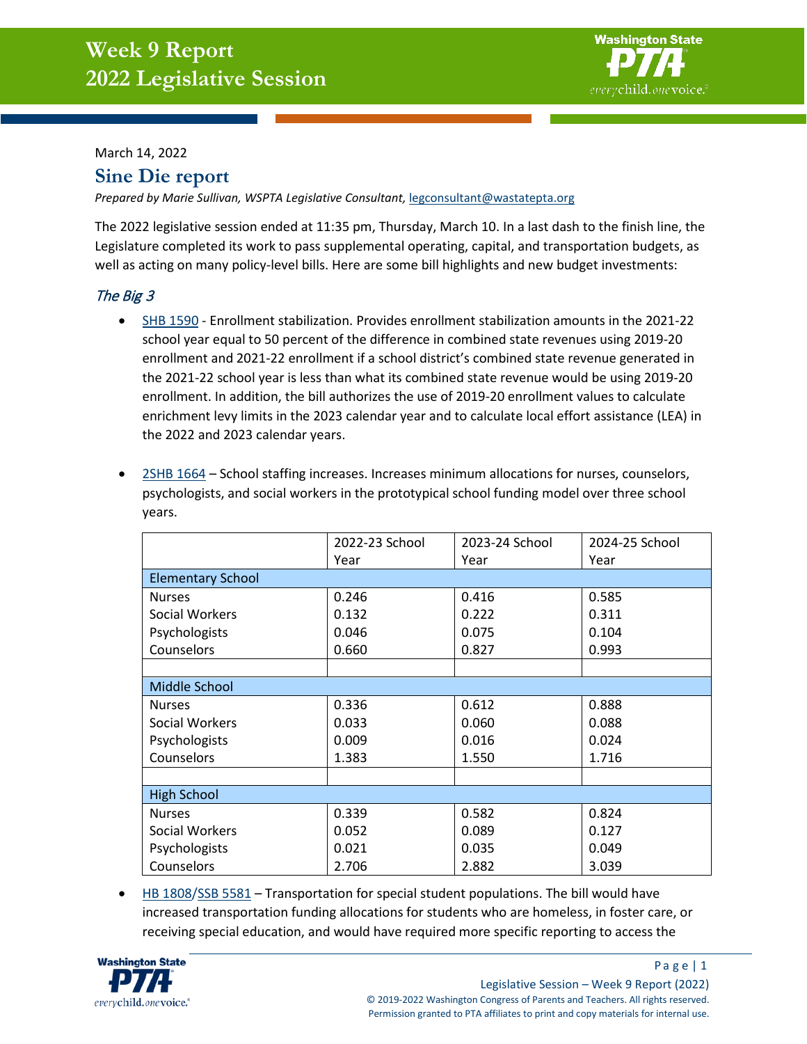# Week 9 Report
# 2022 Legislative Session

March 14, 2022

## Sine Die report

*Prepared by Marie Sullivan, WSPTA Legislative Consultant,* legconsultant@wastatepta.org

The 2022 legislative session ended at 11:35 pm, Thursday, March 10. In a last dash to the finish line, the Legislature completed its work to pass supplemental operating, capital, and transportation budgets, as well as acting on many policy-level bills. Here are some bill highlights and new budget investments:

### *The Big 3*

- SHB 1590 - Enrollment stabilization. Provides enrollment stabilization amounts in the 2021-22 school year equal to 50 percent of the difference in combined state revenues using 2019-20 enrollment and 2021-22 enrollment if a school district's combined state revenue generated in the 2021-22 school year is less than what its combined state revenue would be using 2019-20 enrollment. In addition, the bill authorizes the use of 2019-20 enrollment values to calculate enrichment levy limits in the 2023 calendar year and to calculate local effort assistance (LEA) in the 2022 and 2023 calendar years.

- 2SHB 1664 – School staffing increases. Increases minimum allocations for nurses, counselors, psychologists, and social workers in the prototypical school funding model over three school years.

| | 2022-23 School Year | 2023-24 School Year | 2024-25 School Year |
|---|---|---|---|
| Elementary School | | | |
| Nurses | 0.246 | 0.416 | 0.585 |
| Social Workers | 0.132 | 0.222 | 0.311 |
| Psychologists | 0.046 | 0.075 | 0.104 |
| Counselors | 0.660 | 0.827 | 0.993 |
| | | | |
| Middle School | | | |
| Nurses | 0.336 | 0.612 | 0.888 |
| Social Workers | 0.033 | 0.060 | 0.088 |
| Psychologists | 0.009 | 0.016 | 0.024 |
| Counselors | 1.383 | 1.550 | 1.716 |
| | | | |
| High School | | | |
| Nurses | 0.339 | 0.582 | 0.824 |
| Social Workers | 0.052 | 0.089 | 0.127 |
| Psychologists | 0.021 | 0.035 | 0.049 |
| Counselors | 2.706 | 2.882 | 3.039 |

- HB 1808/SSB 5581 – Transportation for special student populations. The bill would have increased transportation funding allocations for students who are homeless, in foster care, or receiving special education, and would have required more specific reporting to access the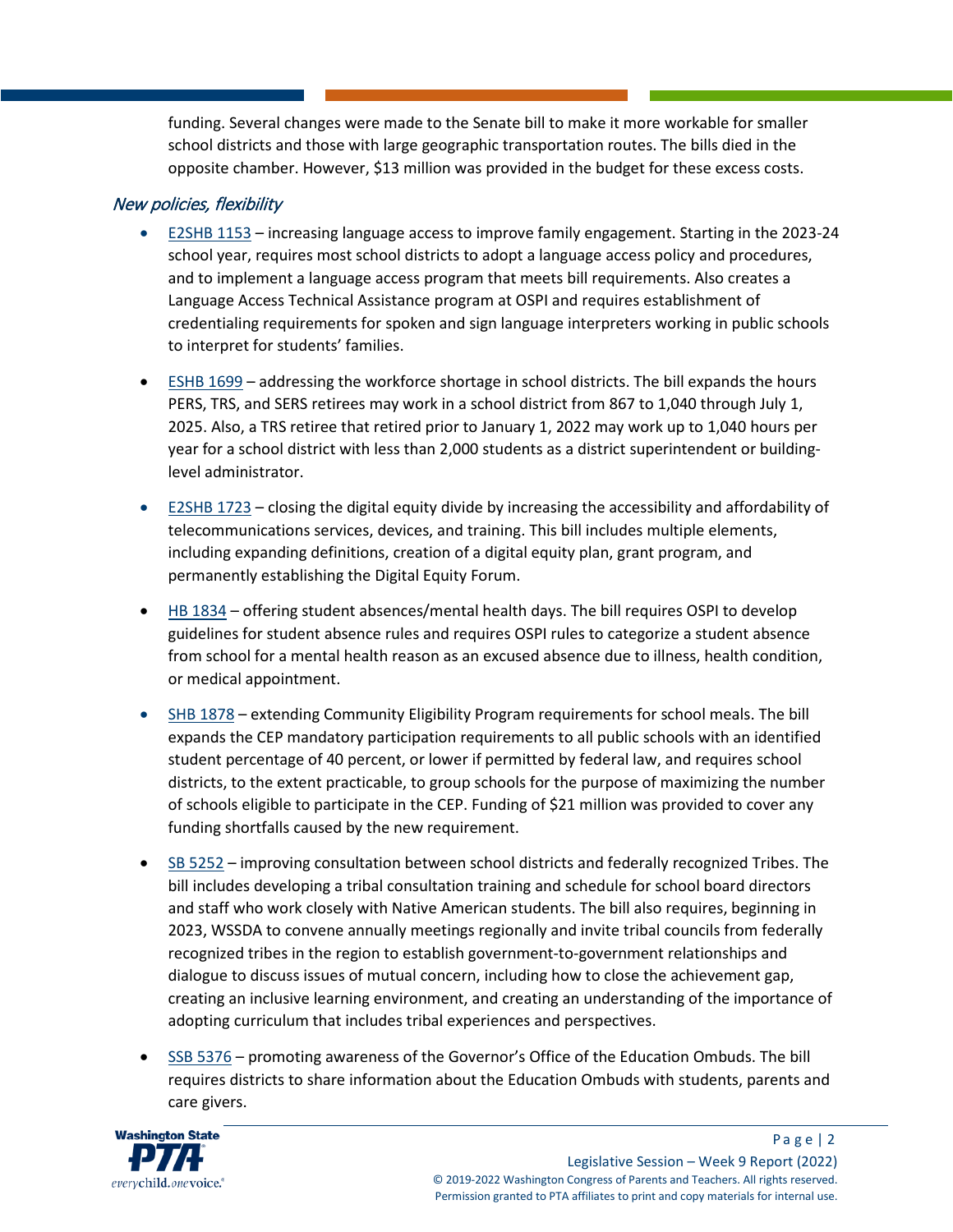funding. Several changes were made to the Senate bill to make it more workable for smaller school districts and those with large geographic transportation routes. The bills died in the opposite chamber. However, $13 million was provided in the budget for these excess costs.

### *New policies, flexibility*

- E2SHB 1153 – increasing language access to improve family engagement. Starting in the 2023-24 school year, requires most school districts to adopt a language access policy and procedures, and to implement a language access program that meets bill requirements. Also creates a Language Access Technical Assistance program at OSPI and requires establishment of credentialing requirements for spoken and sign language interpreters working in public schools to interpret for students' families.

- ESHB 1699 – addressing the workforce shortage in school districts. The bill expands the hours PERS, TRS, and SERS retirees may work in a school district from 867 to 1,040 through July 1, 2025. Also, a TRS retiree that retired prior to January 1, 2022 may work up to 1,040 hours per year for a school district with less than 2,000 students as a district superintendent or building-level administrator.

- E2SHB 1723 – closing the digital equity divide by increasing the accessibility and affordability of telecommunications services, devices, and training. This bill includes multiple elements, including expanding definitions, creation of a digital equity plan, grant program, and permanently establishing the Digital Equity Forum.

- HB 1834 – offering student absences/mental health days. The bill requires OSPI to develop guidelines for student absence rules and requires OSPI rules to categorize a student absence from school for a mental health reason as an excused absence due to illness, health condition, or medical appointment.

- SHB 1878 – extending Community Eligibility Program requirements for school meals. The bill expands the CEP mandatory participation requirements to all public schools with an identified student percentage of 40 percent, or lower if permitted by federal law, and requires school districts, to the extent practicable, to group schools for the purpose of maximizing the number of schools eligible to participate in the CEP. Funding of $21 million was provided to cover any funding shortfalls caused by the new requirement.

- SB 5252 – improving consultation between school districts and federally recognized Tribes. The bill includes developing a tribal consultation training and schedule for school board directors and staff who work closely with Native American students. The bill also requires, beginning in 2023, WSSDA to convene annually meetings regionally and invite tribal councils from federally recognized tribes in the region to establish government-to-government relationships and dialogue to discuss issues of mutual concern, including how to close the achievement gap, creating an inclusive learning environment, and creating an understanding of the importance of adopting curriculum that includes tribal experiences and perspectives.

- SSB 5376 – promoting awareness of the Governor's Office of the Education Ombuds. The bill requires districts to share information about the Education Ombuds with students, parents and care givers.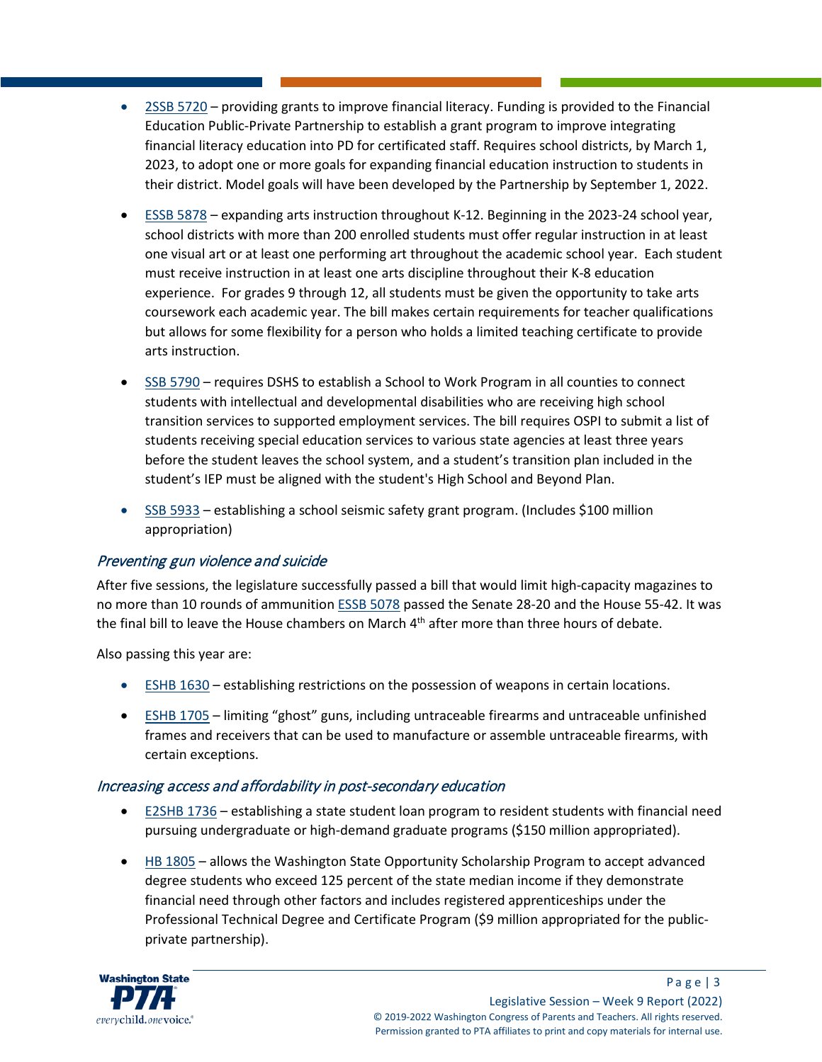- 2SSB 5720 – providing grants to improve financial literacy. Funding is provided to the Financial Education Public-Private Partnership to establish a grant program to improve integrating financial literacy education into PD for certificated staff. Requires school districts, by March 1, 2023, to adopt one or more goals for expanding financial education instruction to students in their district. Model goals will have been developed by the Partnership by September 1, 2022.

- ESSB 5878 – expanding arts instruction throughout K-12. Beginning in the 2023-24 school year, school districts with more than 200 enrolled students must offer regular instruction in at least one visual art or at least one performing art throughout the academic school year. Each student must receive instruction in at least one arts discipline throughout their K-8 education experience. For grades 9 through 12, all students must be given the opportunity to take arts coursework each academic year. The bill makes certain requirements for teacher qualifications but allows for some flexibility for a person who holds a limited teaching certificate to provide arts instruction.

- SSB 5790 – requires DSHS to establish a School to Work Program in all counties to connect students with intellectual and developmental disabilities who are receiving high school transition services to supported employment services. The bill requires OSPI to submit a list of students receiving special education services to various state agencies at least three years before the student leaves the school system, and a student's transition plan included in the student's IEP must be aligned with the student's High School and Beyond Plan.

- SSB 5933 – establishing a school seismic safety grant program. (Includes $100 million appropriation)

### *Preventing gun violence and suicide*

After five sessions, the legislature successfully passed a bill that would limit high-capacity magazines to no more than 10 rounds of ammunition ESSB 5078 passed the Senate 28-20 and the House 55-42. It was the final bill to leave the House chambers on March 4th after more than three hours of debate.

Also passing this year are:

- ESHB 1630 – establishing restrictions on the possession of weapons in certain locations.

- ESHB 1705 – limiting "ghost" guns, including untraceable firearms and untraceable unfinished frames and receivers that can be used to manufacture or assemble untraceable firearms, with certain exceptions.

### *Increasing access and affordability in post-secondary education*

- E2SHB 1736 – establishing a state student loan program to resident students with financial need pursuing undergraduate or high-demand graduate programs ($150 million appropriated).

- HB 1805 – allows the Washington State Opportunity Scholarship Program to accept advanced degree students who exceed 125 percent of the state median income if they demonstrate financial need through other factors and includes registered apprenticeships under the Professional Technical Degree and Certificate Program ($9 million appropriated for the public-private partnership).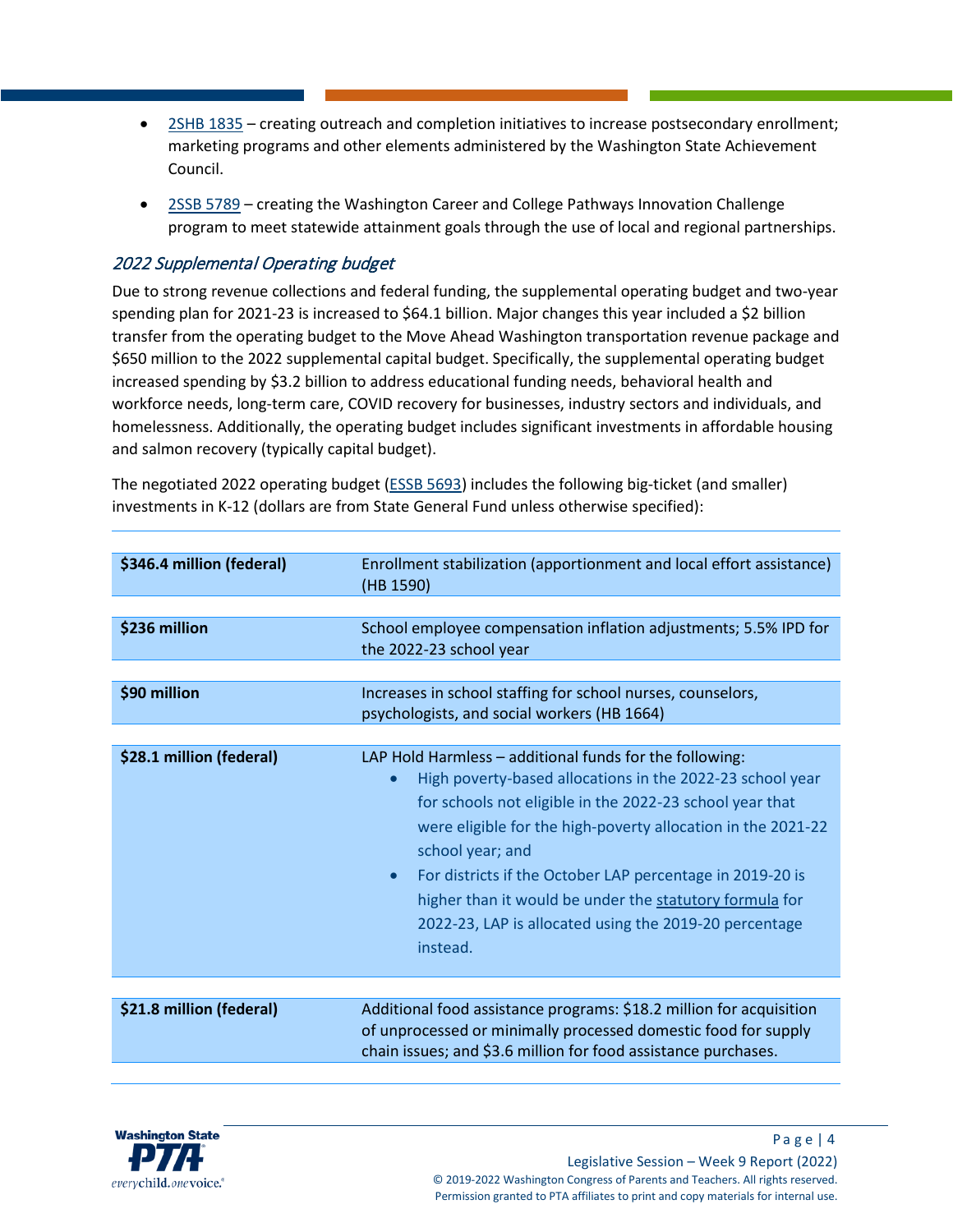- 2SHB 1835 – creating outreach and completion initiatives to increase postsecondary enrollment; marketing programs and other elements administered by the Washington State Achievement Council.
- 2SSB 5789 – creating the Washington Career and College Pathways Innovation Challenge program to meet statewide attainment goals through the use of local and regional partnerships.

### *2022 Supplemental Operating budget*

Due to strong revenue collections and federal funding, the supplemental operating budget and two-year spending plan for 2021-23 is increased to $64.1 billion. Major changes this year included a $2 billion transfer from the operating budget to the Move Ahead Washington transportation revenue package and $650 million to the 2022 supplemental capital budget. Specifically, the supplemental operating budget increased spending by $3.2 billion to address educational funding needs, behavioral health and workforce needs, long-term care, COVID recovery for businesses, industry sectors and individuals, and homelessness. Additionally, the operating budget includes significant investments in affordable housing and salmon recovery (typically capital budget).

The negotiated 2022 operating budget (ESSB 5693) includes the following big-ticket (and smaller) investments in K-12 (dollars are from State General Fund unless otherwise specified):

| Amount | Investment |
|---|---|
| **$346.4 million (federal)** | Enrollment stabilization (apportionment and local effort assistance) (HB 1590) |
| **$236 million** | School employee compensation inflation adjustments; 5.5% IPD for the 2022-23 school year |
| **$90 million** | Increases in school staffing for school nurses, counselors, psychologists, and social workers (HB 1664) |
| **$28.1 million (federal)** | LAP Hold Harmless – additional funds for the following:<br>• High poverty-based allocations in the 2022-23 school year for schools not eligible in the 2022-23 school year that were eligible for the high-poverty allocation in the 2021-22 school year; and<br>• For districts if the October LAP percentage in 2019-20 is higher than it would be under the statutory formula for 2022-23, LAP is allocated using the 2019-20 percentage instead. |
| **$21.8 million (federal)** | Additional food assistance programs: $18.2 million for acquisition of unprocessed or minimally processed domestic food for supply chain issues; and $3.6 million for food assistance purchases. |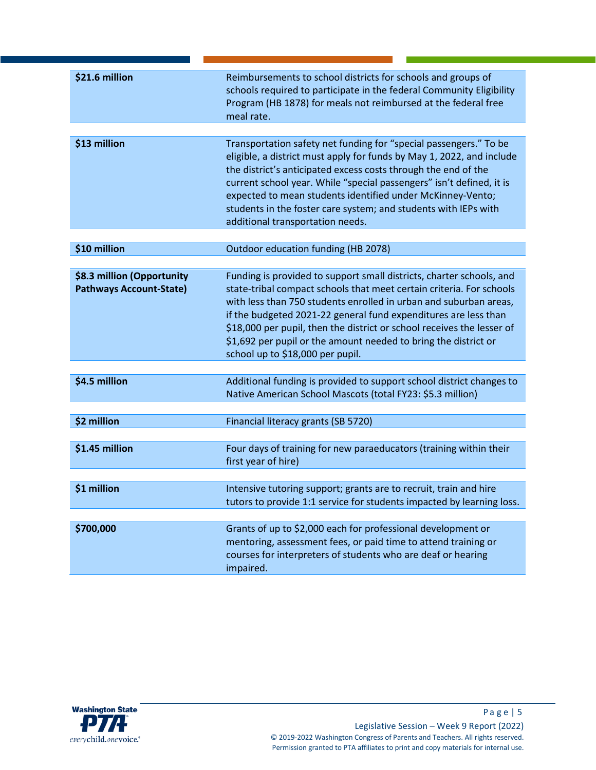| | |
|---|---|
| **$21.6 million** | Reimbursements to school districts for schools and groups of schools required to participate in the federal Community Eligibility Program (HB 1878) for meals not reimbursed at the federal free meal rate. |
| **$13 million** | Transportation safety net funding for "special passengers." To be eligible, a district must apply for funds by May 1, 2022, and include the district's anticipated excess costs through the end of the current school year. While "special passengers" isn't defined, it is expected to mean students identified under McKinney-Vento; students in the foster care system; and students with IEPs with additional transportation needs. |
| **$10 million** | Outdoor education funding (HB 2078) |
| **$8.3 million (Opportunity Pathways Account-State)** | Funding is provided to support small districts, charter schools, and state-tribal compact schools that meet certain criteria. For schools with less than 750 students enrolled in urban and suburban areas, if the budgeted 2021-22 general fund expenditures are less than $18,000 per pupil, then the district or school receives the lesser of $1,692 per pupil or the amount needed to bring the district or school up to $18,000 per pupil. |
| **$4.5 million** | Additional funding is provided to support school district changes to Native American School Mascots (total FY23: $5.3 million) |
| **$2 million** | Financial literacy grants (SB 5720) |
| **$1.45 million** | Four days of training for new paraeducators (training within their first year of hire) |
| **$1 million** | Intensive tutoring support; grants are to recruit, train and hire tutors to provide 1:1 service for students impacted by learning loss. |
| **$700,000** | Grants of up to $2,000 each for professional development or mentoring, assessment fees, or paid time to attend training or courses for interpreters of students who are deaf or hearing impaired. |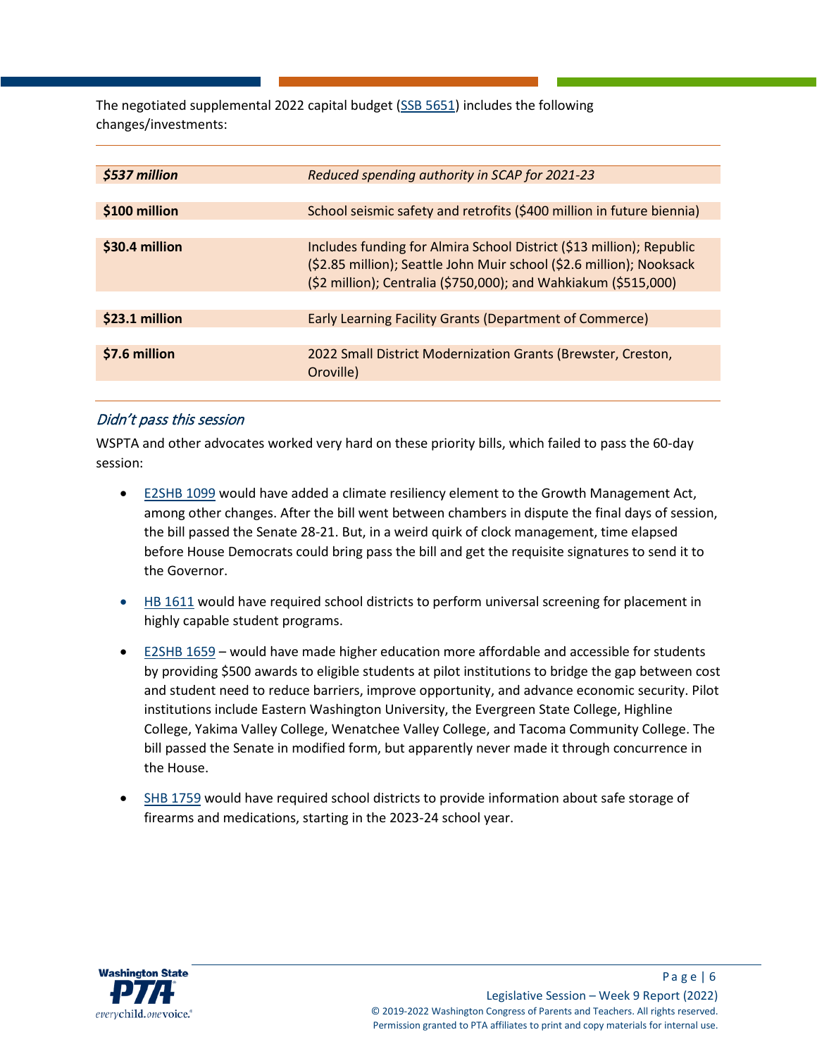The negotiated supplemental 2022 capital budget (SSB 5651) includes the following changes/investments:

| | |
|---|---|
| ***$537 million*** | *Reduced spending authority in SCAP for 2021-23* |
| **$100 million** | School seismic safety and retrofits ($400 million in future biennia) |
| **$30.4 million** | Includes funding for Almira School District ($13 million); Republic ($2.85 million); Seattle John Muir school ($2.6 million); Nooksack ($2 million); Centralia ($750,000); and Wahkiakum ($515,000) |
| **$23.1 million** | Early Learning Facility Grants (Department of Commerce) |
| **$7.6 million** | 2022 Small District Modernization Grants (Brewster, Creston, Oroville) |

### *Didn't pass this session*

WSPTA and other advocates worked very hard on these priority bills, which failed to pass the 60-day session:

- E2SHB 1099 would have added a climate resiliency element to the Growth Management Act, among other changes. After the bill went between chambers in dispute the final days of session, the bill passed the Senate 28-21. But, in a weird quirk of clock management, time elapsed before House Democrats could bring pass the bill and get the requisite signatures to send it to the Governor.
- HB 1611 would have required school districts to perform universal screening for placement in highly capable student programs.
- E2SHB 1659 – would have made higher education more affordable and accessible for students by providing $500 awards to eligible students at pilot institutions to bridge the gap between cost and student need to reduce barriers, improve opportunity, and advance economic security. Pilot institutions include Eastern Washington University, the Evergreen State College, Highline College, Yakima Valley College, Wenatchee Valley College, and Tacoma Community College. The bill passed the Senate in modified form, but apparently never made it through concurrence in the House.
- SHB 1759 would have required school districts to provide information about safe storage of firearms and medications, starting in the 2023-24 school year.